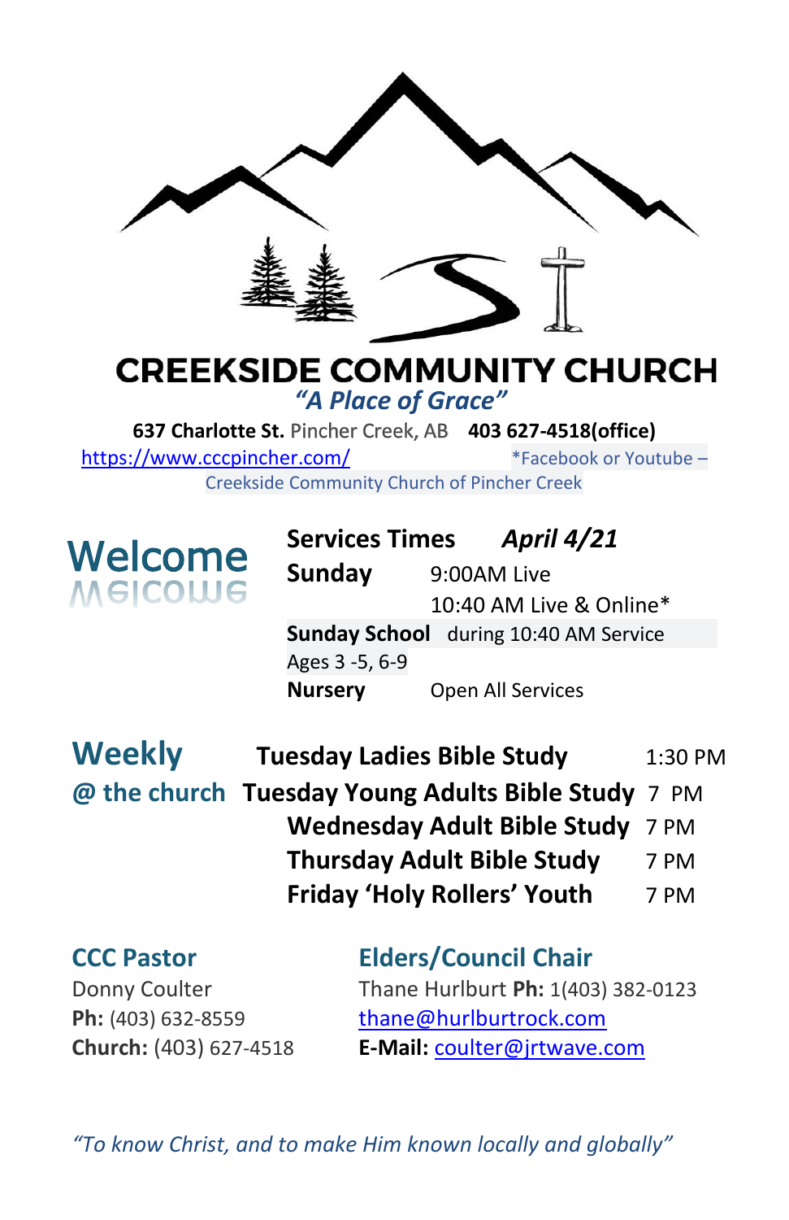# CREEKSIDE COMMUNITY CHURCH

*"A Place of Grace"*

**637 Charlotte St.** Pincher Creek, AB **403 627-4518(office)**

https://www.cccpincher.com/ *Facebook or Youtube – Creekside Community Church of Pincher Creek

## Welcome

**Services Times** ***April 4/21***

**Sunday** 9:00AM Live
10:40 AM Live & Online*

**Sunday School** during 10:40 AM Service
Ages 3 -5, 6-9

**Nursery** Open All Services

## Weekly @ the church

| | |
|---|---|
| **Tuesday Ladies Bible Study** | 1:30 PM |
| **Tuesday Young Adults Bible Study** | 7 PM |
| **Wednesday Adult Bible Study** | 7 PM |
| **Thursday Adult Bible Study** | 7 PM |
| **Friday 'Holy Rollers' Youth** | 7 PM |

### CCC Pastor

Donny Coulter
**Ph:** (403) 632-8559
**Church:** (403) 627-4518

### Elders/Council Chair

Thane Hurlburt **Ph:** 1(403) 382-0123
thane@hurlburtrock.com
**E-Mail:** coulter@jrtwave.com

*"To know Christ, and to make Him known locally and globally"*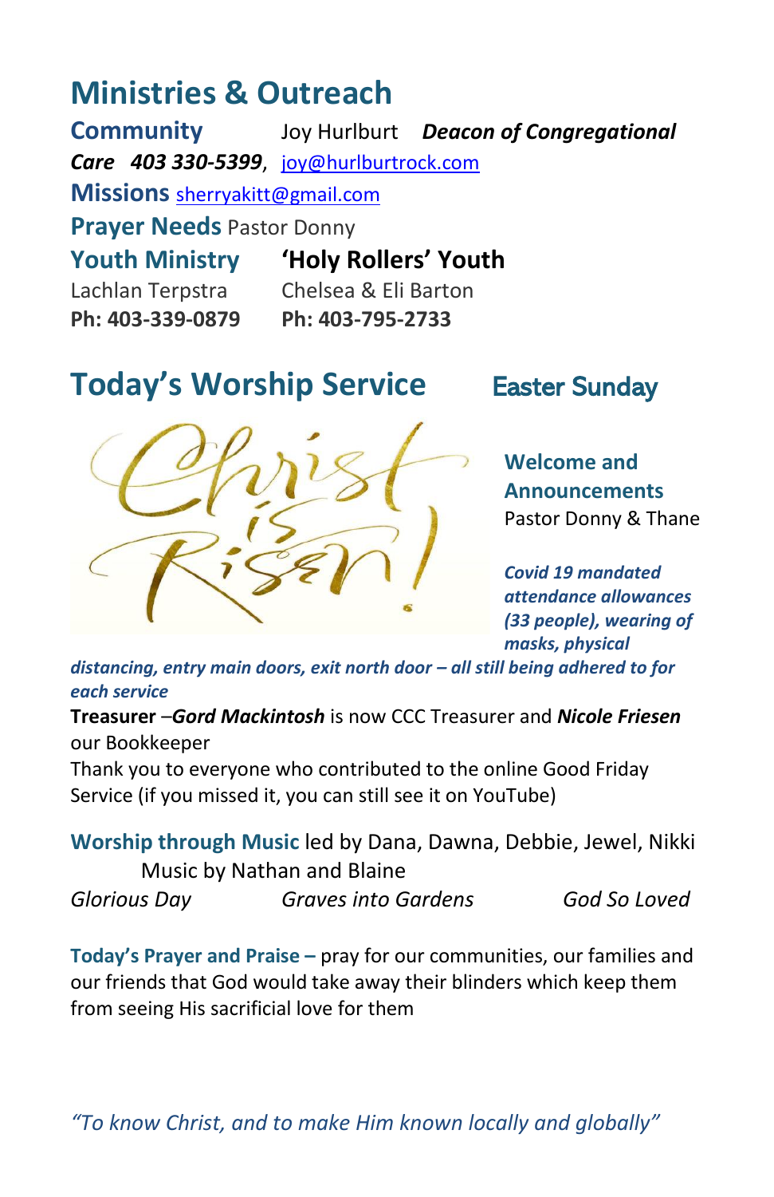## Ministries & Outreach

**Community Care** Joy Hurlburt ***Deacon of Congregational Care* *403 330-5399***, joy@hurlburtrock.com

**Missions** sherryakitt@gmail.com

**Prayer Needs** Pastor Donny

**Youth Ministry**
Lachlan Terpstra
**Ph: 403-339-0879**

**'Holy Rollers' Youth**
Chelsea & Eli Barton
**Ph: 403-795-2733**

## Today's Worship Service

### Easter Sunday

**Welcome and Announcements**
Pastor Donny & Thane

***Covid 19 mandated attendance allowances (33 people), wearing of masks, physical distancing, entry main doors, exit north door – all still being adhered to for each service***

**Treasurer** –***Gord Mackintosh*** is now CCC Treasurer and ***Nicole Friesen*** our Bookkeeper

Thank you to everyone who contributed to the online Good Friday Service (if you missed it, you can still see it on YouTube)

**Worship through Music** led by Dana, Dawna, Debbie, Jewel, Nikki
Music by Nathan and Blaine

*Glorious Day* *Graves into Gardens* *God So Loved*

**Today's Prayer and Praise –** pray for our communities, our families and our friends that God would take away their blinders which keep them from seeing His sacrificial love for them

*"To know Christ, and to make Him known locally and globally"*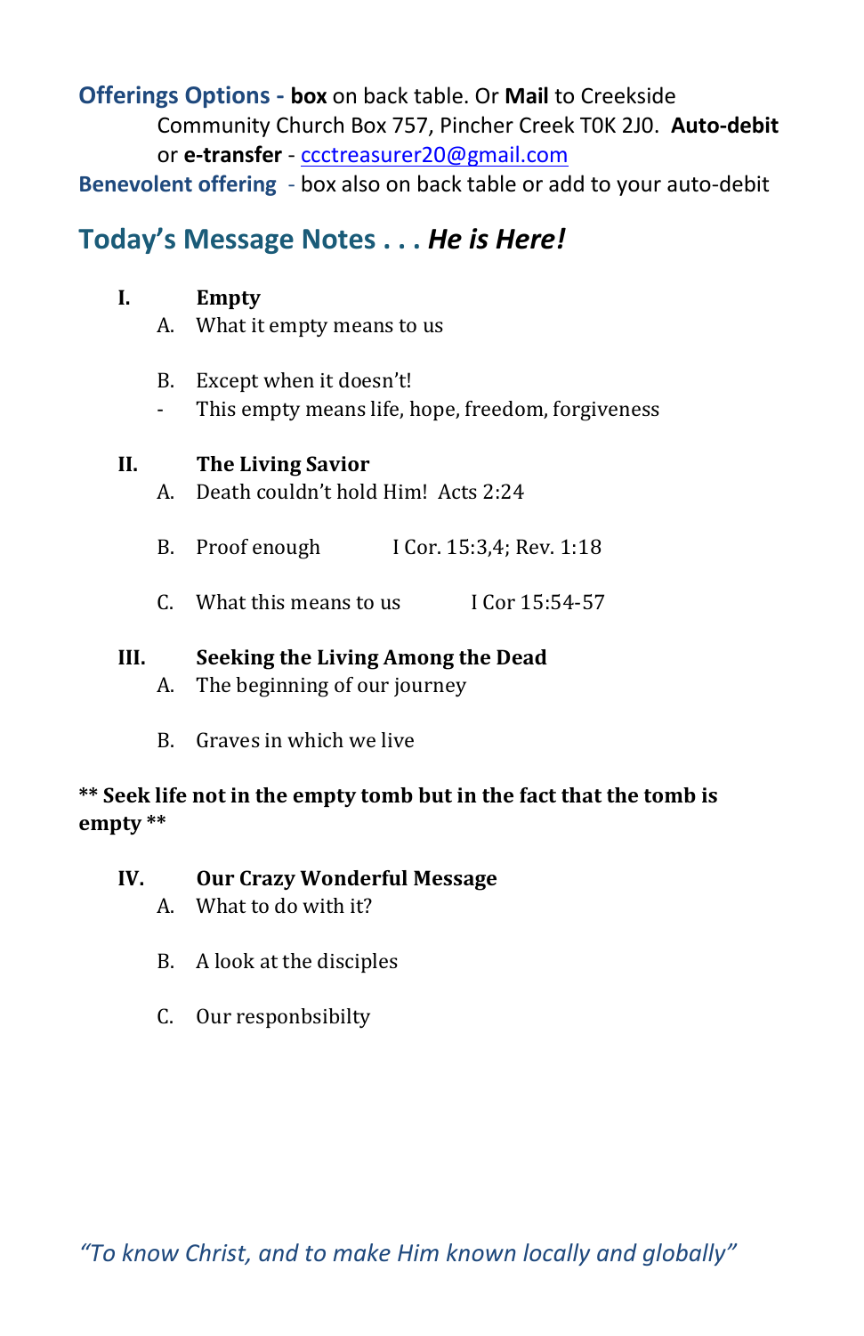**Offerings Options - box** on back table. Or **Mail** to Creekside Community Church Box 757, Pincher Creek T0K 2J0. **Auto-debit** or **e-transfer** - ccctreasurer20@gmail.com

**Benevolent offering** - box also on back table or add to your auto-debit

## Today's Message Notes . . . *He is Here!*

**I. Empty**

A. What it empty means to us

B. Except when it doesn't!

\- This empty means life, hope, freedom, forgiveness

**II. The Living Savior**

A. Death couldn't hold Him! Acts 2:24

B. Proof enough I Cor. 15:3,4; Rev. 1:18

C. What this means to us I Cor 15:54-57

**III. Seeking the Living Among the Dead**

A. The beginning of our journey

B. Graves in which we live

**\*\* Seek life not in the empty tomb but in the fact that the tomb is empty \*\***

**IV. Our Crazy Wonderful Message**

A. What to do with it?

B. A look at the disciples

C. Our responbsibilty

*"To know Christ, and to make Him known locally and globally"*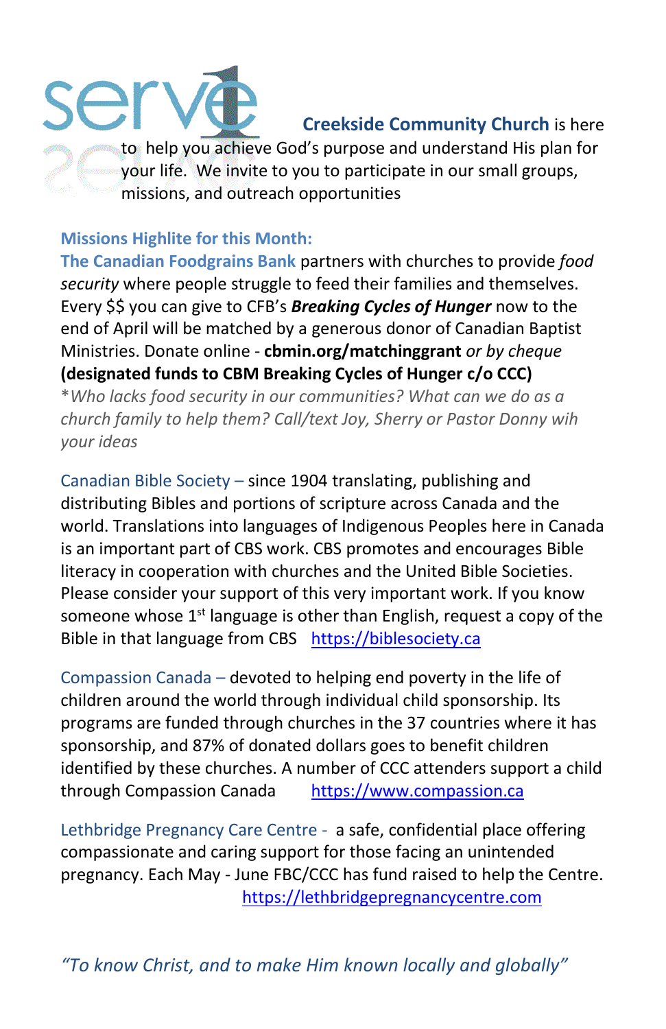serve

**Creekside Community Church** is here to help you achieve God's purpose and understand His plan for your life. We invite to you to participate in our small groups, missions, and outreach opportunities

**Missions Highlite for this Month:**

**The Canadian Foodgrains Bank** partners with churches to provide *food security* where people struggle to feed their families and themselves. Every $$ you can give to CFB's ***Breaking Cycles of Hunger*** now to the end of April will be matched by a generous donor of Canadian Baptist Ministries. Donate online - **cbmin.org/matchinggrant** *or by cheque* **(designated funds to CBM Breaking Cycles of Hunger c/o CCC)**

**Who lacks food security in our communities? What can we do as a church family to help them? Call/text Joy, Sherry or Pastor Donny wih your ideas*

Canadian Bible Society – since 1904 translating, publishing and distributing Bibles and portions of scripture across Canada and the world. Translations into languages of Indigenous Peoples here in Canada is an important part of CBS work. CBS promotes and encourages Bible literacy in cooperation with churches and the United Bible Societies. Please consider your support of this very important work. If you know someone whose 1st language is other than English, request a copy of the Bible in that language from CBS https://biblesociety.ca

Compassion Canada – devoted to helping end poverty in the life of children around the world through individual child sponsorship. Its programs are funded through churches in the 37 countries where it has sponsorship, and 87% of donated dollars goes to benefit children identified by these churches. A number of CCC attenders support a child through Compassion Canada https://www.compassion.ca

Lethbridge Pregnancy Care Centre - a safe, confidential place offering compassionate and caring support for those facing an unintended pregnancy. Each May - June FBC/CCC has fund raised to help the Centre. https://lethbridgepregnancycentre.com

*"To know Christ, and to make Him known locally and globally"*